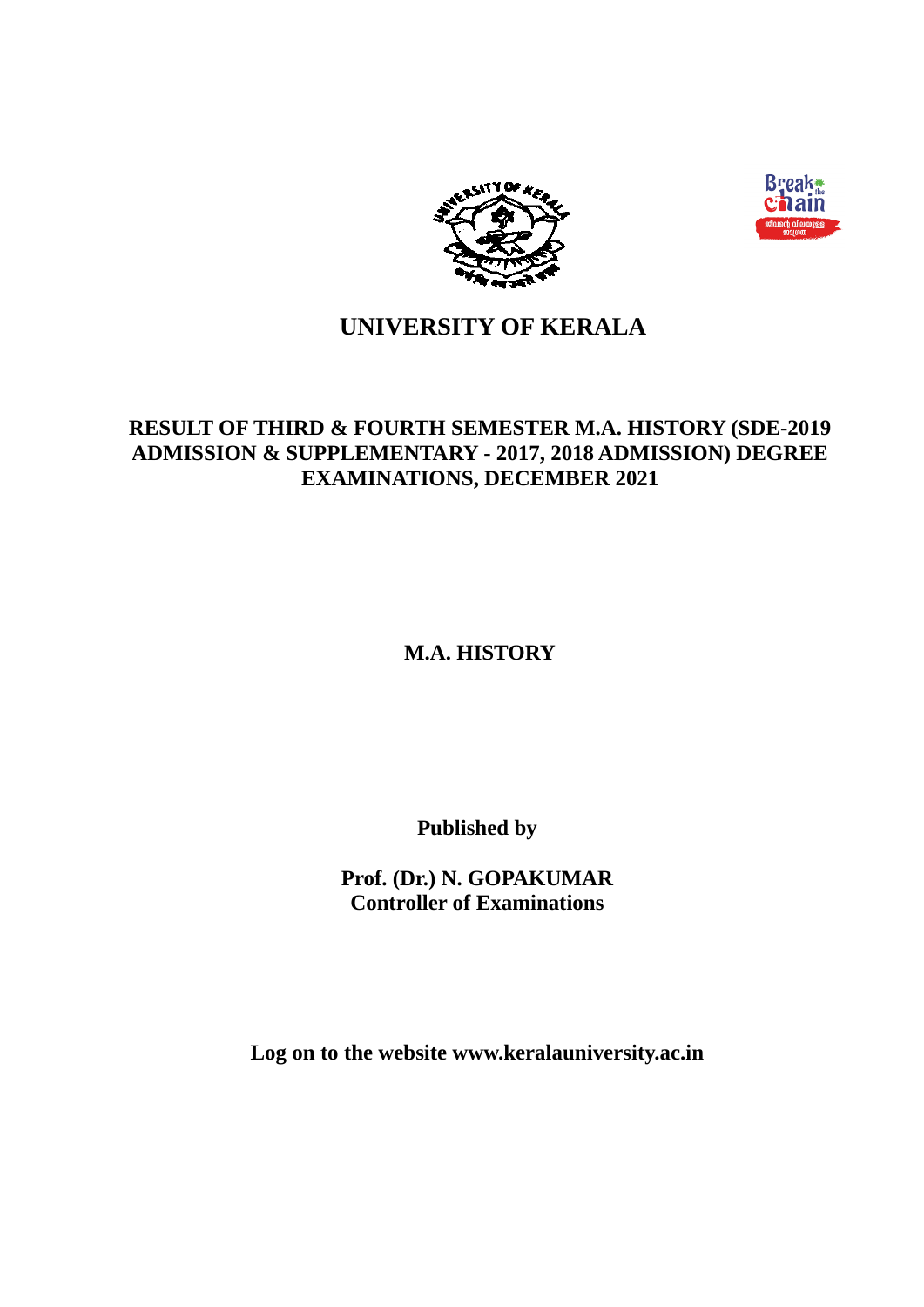# UNIVERSITY OF KERALA

## RESULT OF THIRD & FOURTH SEMESTER M.A. HISTORY (SDE-2019 ADMISSION & SUPPLEMENTARY - 2017, 2018 ADMISSION) DEGREE EXAMINATIONS, DECEMBER 2021

## M.A. HISTORY

**Published by**

**Prof. (Dr.) N. GOPAKUMAR**
**Controller of Examinations**

**Log on to the website www.keralauniversity.ac.in**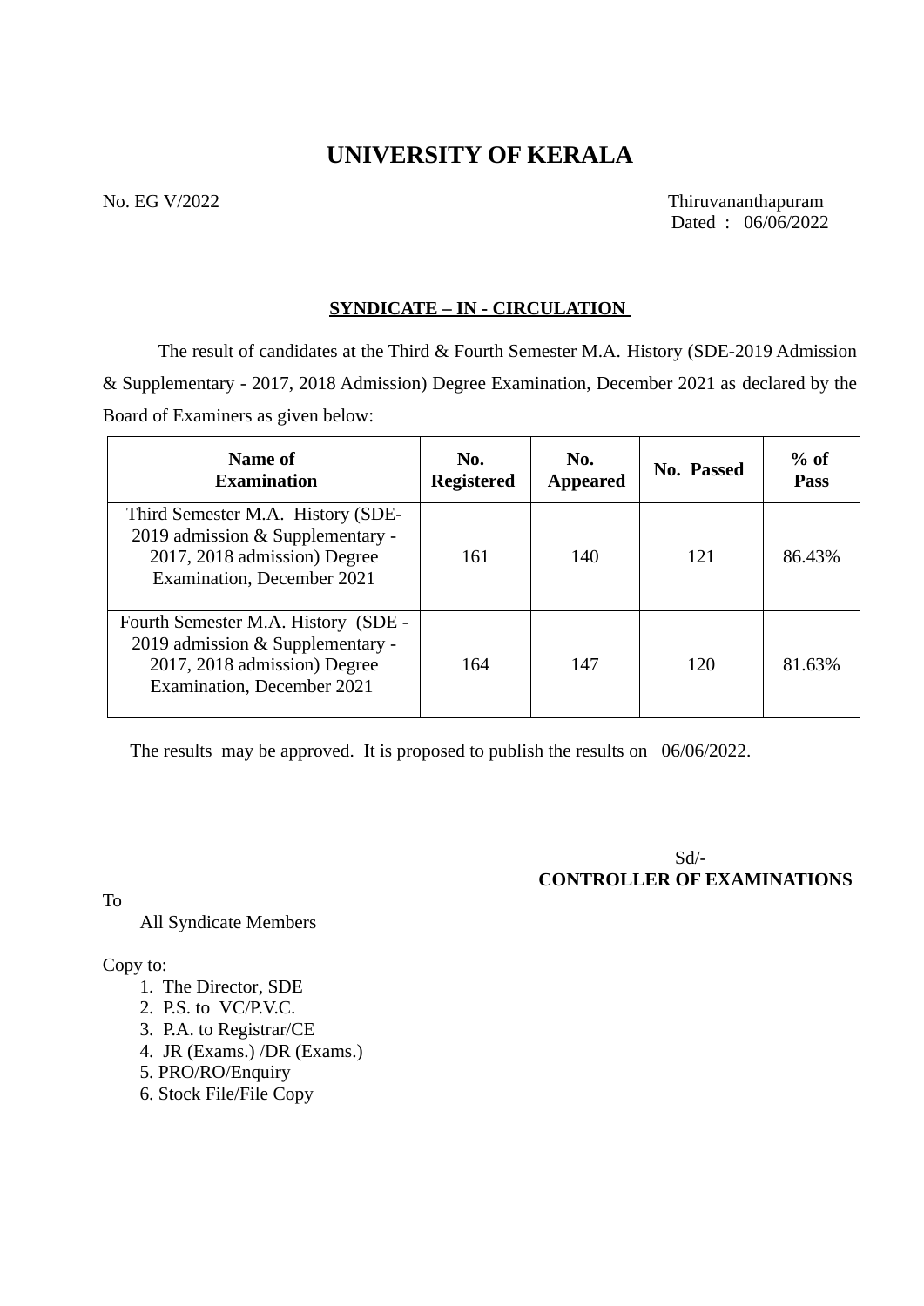# UNIVERSITY OF KERALA

No. EG V/2022

Thiruvananthapuram
Dated : 06/06/2022

**SYNDICATE – IN - CIRCULATION**

The result of candidates at the Third & Fourth Semester M.A. History (SDE-2019 Admission & Supplementary - 2017, 2018 Admission) Degree Examination, December 2021 as declared by the Board of Examiners as given below:

| Name of Examination | No. Registered | No. Appeared | No. Passed | % of Pass |
|---|---|---|---|---|
| Third Semester M.A. History (SDE-2019 admission & Supplementary - 2017, 2018 admission) Degree Examination, December 2021 | 161 | 140 | 121 | 86.43% |
| Fourth Semester M.A. History (SDE - 2019 admission & Supplementary - 2017, 2018 admission) Degree Examination, December 2021 | 164 | 147 | 120 | 81.63% |

The results may be approved. It is proposed to publish the results on 06/06/2022.

Sd/-
**CONTROLLER OF EXAMINATIONS**

To

All Syndicate Members

Copy to:

1. The Director, SDE
2. P.S. to VC/P.V.C.
3. P.A. to Registrar/CE
4. JR (Exams.) /DR (Exams.)
5. PRO/RO/Enquiry
6. Stock File/File Copy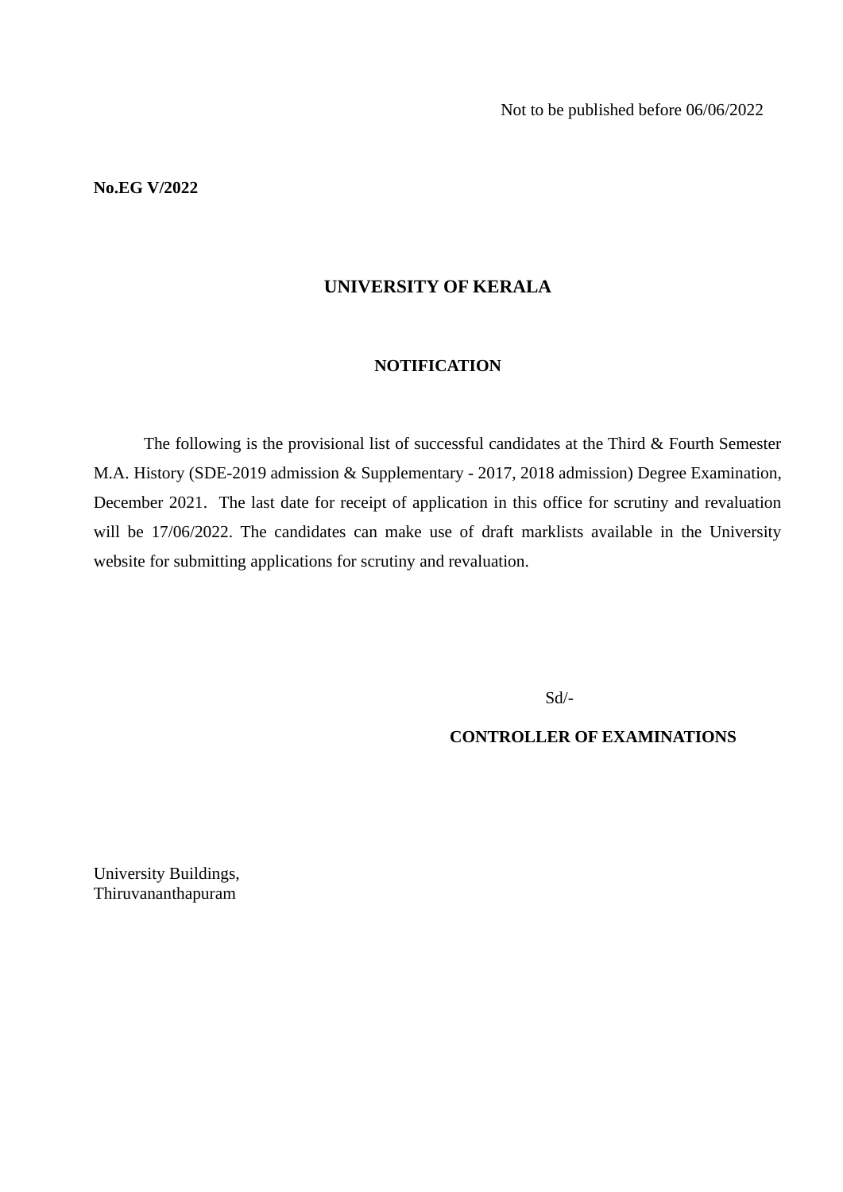Not to be published before 06/06/2022

**No.EG V/2022**

# UNIVERSITY OF KERALA

## NOTIFICATION

The following is the provisional list of successful candidates at the Third & Fourth Semester M.A. History (SDE-2019 admission & Supplementary - 2017, 2018 admission) Degree Examination, December 2021. The last date for receipt of application in this office for scrutiny and revaluation will be 17/06/2022. The candidates can make use of draft marklists available in the University website for submitting applications for scrutiny and revaluation.

Sd/-

**CONTROLLER OF EXAMINATIONS**

University Buildings,
Thiruvananthapuram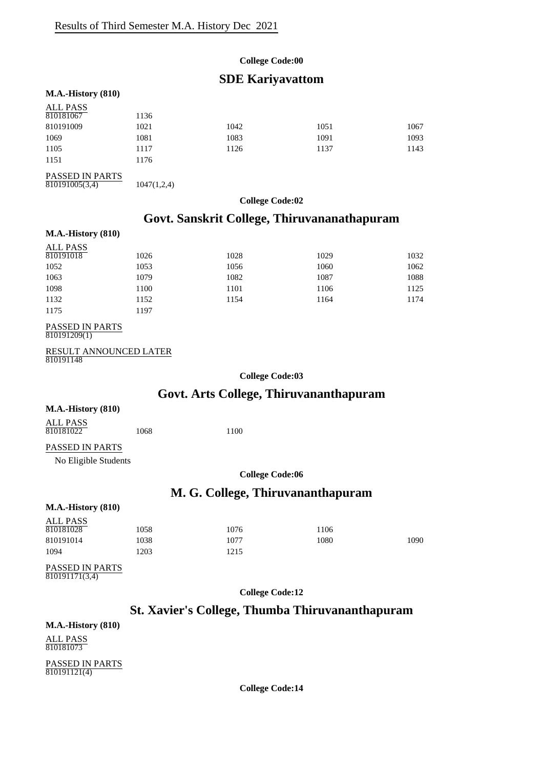Results of Third Semester M.A. History Dec 2021

**College Code:00**

## SDE Kariyavattom

**M.A.-History (810)**

ALL PASS

| | | | | |
|---|---|---|---|---|
| 810181067 | 1136 | | | |
| 810191009 | 1021 | 1042 | 1051 | 1067 |
| 1069 | 1081 | 1083 | 1091 | 1093 |
| 1105 | 1117 | 1126 | 1137 | 1143 |
| 1151 | 1176 | | | |

PASSED IN PARTS

810191005(3,4) 1047(1,2,4)

**College Code:02**

## Govt. Sanskrit College, Thiruvananathapuram

**M.A.-History (810)**

ALL PASS

| | | | | |
|---|---|---|---|---|
| 810191018 | 1026 | 1028 | 1029 | 1032 |
| 1052 | 1053 | 1056 | 1060 | 1062 |
| 1063 | 1079 | 1082 | 1087 | 1088 |
| 1098 | 1100 | 1101 | 1106 | 1125 |
| 1132 | 1152 | 1154 | 1164 | 1174 |
| 1175 | 1197 | | | |

PASSED IN PARTS

810191209(1)

RESULT ANNOUNCED LATER

810191148

**College Code:03**

## Govt. Arts College, Thiruvananthapuram

**M.A.-History (810)**

ALL PASS

810181022 1068 1100

PASSED IN PARTS

No Eligible Students

**College Code:06**

## M. G. College, Thiruvananthapuram

**M.A.-History (810)**

ALL PASS

| | | | | |
|---|---|---|---|---|
| 810181028 | 1058 | 1076 | 1106 | |
| 810191014 | 1038 | 1077 | 1080 | 1090 |
| 1094 | 1203 | 1215 | | |

PASSED IN PARTS

810191171(3,4)

**College Code:12**

## St. Xavier's College, Thumba Thiruvananthapuram

**M.A.-History (810)**

ALL PASS

810181073

PASSED IN PARTS

810191121(4)

**College Code:14**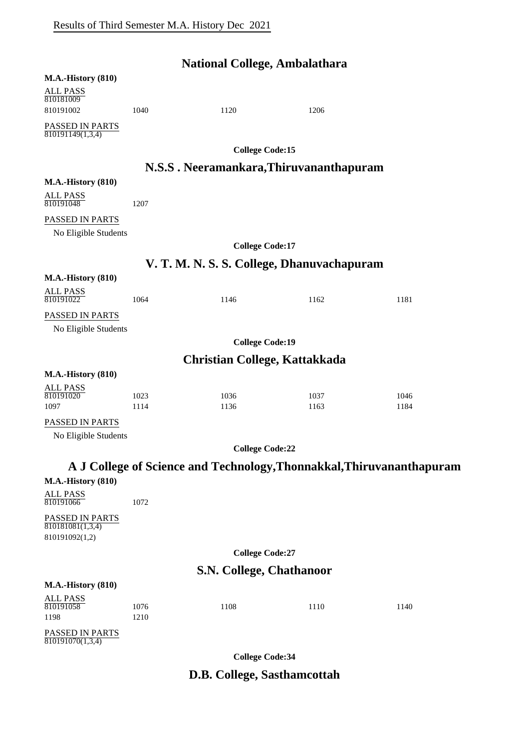Results of Third Semester M.A. History Dec 2021

## National College, Ambalathara

**M.A.-History (810)**

ALL PASS

| | | | | |
|---|---|---|---|---|
| 810181009 | | | | |
| 810191002 | 1040 | 1120 | 1206 | |

PASSED IN PARTS

810191149(1,3,4)

**College Code:15**

## N.S.S . Neeramankara,Thiruvananthapuram

**M.A.-History (810)**

ALL PASS

| | | | | |
|---|---|---|---|---|
| 810191048 | 1207 | | | |

PASSED IN PARTS

No Eligible Students

**College Code:17**

## V. T. M. N. S. S. College, Dhanuvachapuram

**M.A.-History (810)**

ALL PASS

| | | | | |
|---|---|---|---|---|
| 810191022 | 1064 | 1146 | 1162 | 1181 |

PASSED IN PARTS

No Eligible Students

**College Code:19**

## Christian College, Kattakkada

**M.A.-History (810)**

ALL PASS

| | | | | |
|---|---|---|---|---|
| 810191020 | 1023 | 1036 | 1037 | 1046 |
| 1097 | 1114 | 1136 | 1163 | 1184 |

PASSED IN PARTS

No Eligible Students

**College Code:22**

## A J College of Science and Technology,Thonnakkal,Thiruvananthapuram

**M.A.-History (810)**

ALL PASS

| | | | | |
|---|---|---|---|---|
| 810191066 | 1072 | | | |

PASSED IN PARTS

810181081(1,3,4)

810191092(1,2)

**College Code:27**

## S.N. College, Chathanoor

**M.A.-History (810)**

ALL PASS

| | | | | |
|---|---|---|---|---|
| 810191058 | 1076 | 1108 | 1110 | 1140 |
| 1198 | 1210 | | | |

PASSED IN PARTS

810191070(1,3,4)

**College Code:34**

## D.B. College, Sasthamcottah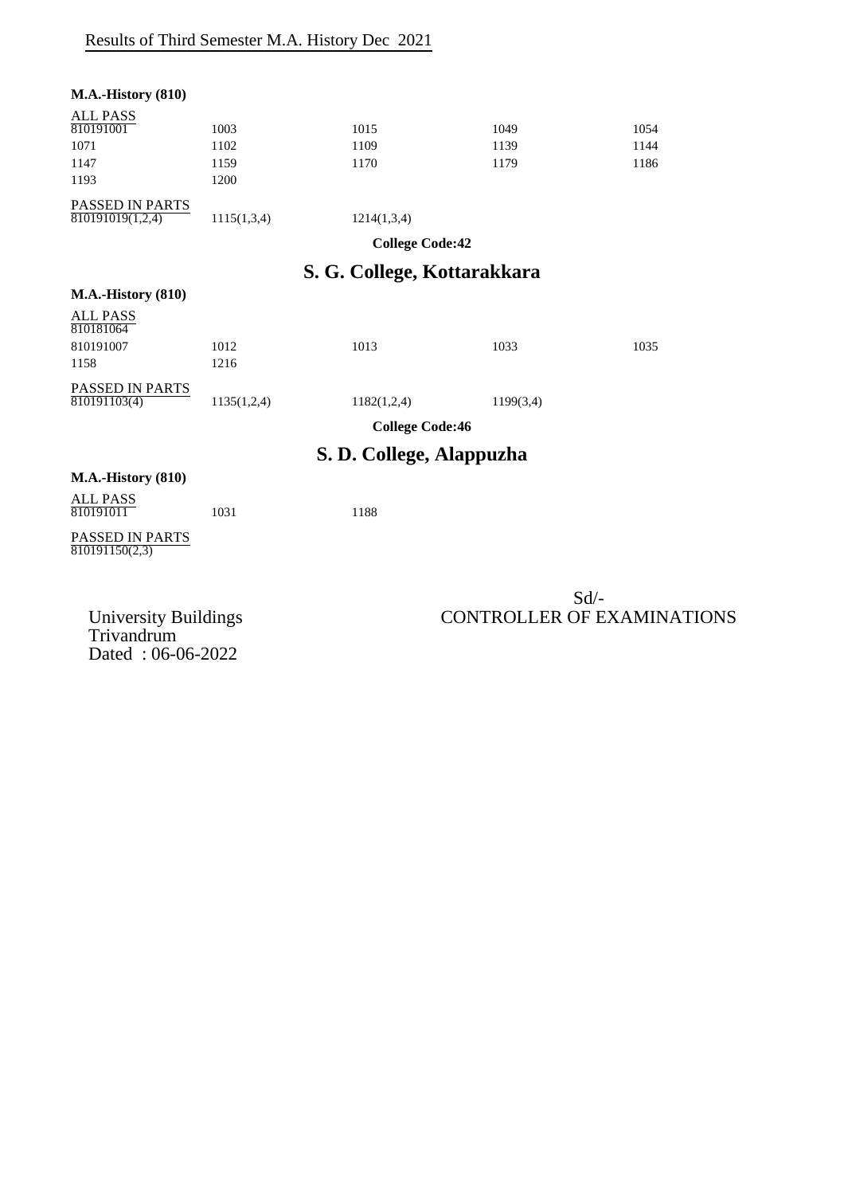Results of Third Semester M.A. History Dec 2021

**M.A.-History (810)**

ALL PASS

| | | | | |
|---|---|---|---|---|
| 810191001 | 1003 | 1015 | 1049 | 1054 |
| 1071 | 1102 | 1109 | 1139 | 1144 |
| 1147 | 1159 | 1170 | 1179 | 1186 |
| 1193 | 1200 | | | |

PASSED IN PARTS

| | | |
|---|---|---|
| 810191019(1,2,4) | 1115(1,3,4) | 1214(1,3,4) |

**College Code:42**

## S. G. College, Kottarakkara

**M.A.-History (810)**

ALL PASS

810181064

| | | | | |
|---|---|---|---|---|
| 810191007 | 1012 | 1013 | 1033 | 1035 |
| 1158 | 1216 | | | |

PASSED IN PARTS

| | | | |
|---|---|---|---|
| 810191103(4) | 1135(1,2,4) | 1182(1,2,4) | 1199(3,4) |

**College Code:46**

## S. D. College, Alappuzha

**M.A.-History (810)**

ALL PASS

| | | |
|---|---|---|
| 810191011 | 1031 | 1188 |

PASSED IN PARTS

810191150(2,3)

Sd/-
CONTROLLER OF EXAMINATIONS

University Buildings
Trivandrum
Dated : 06-06-2022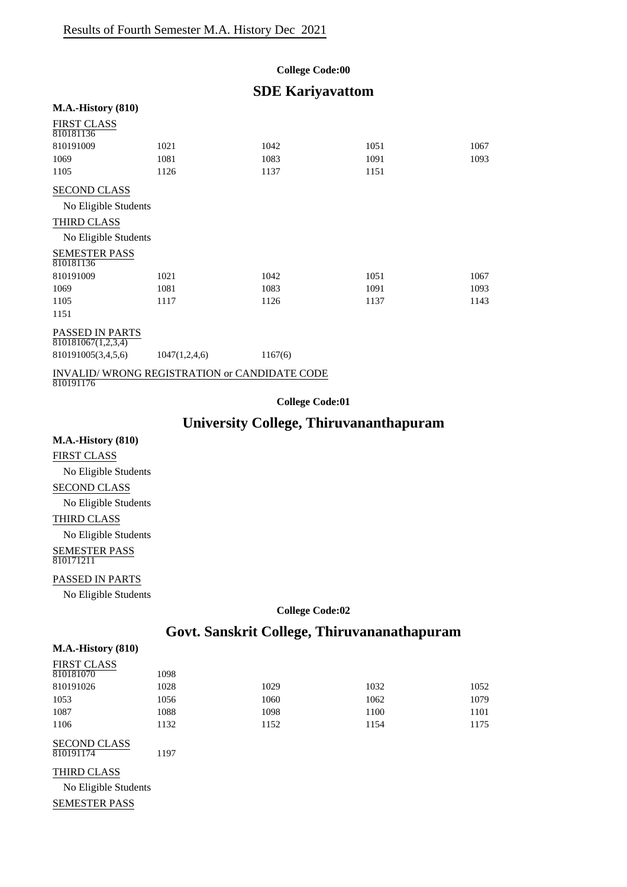Results of Fourth Semester M.A. History Dec 2021

**College Code:00**

## SDE Kariyavattom

**M.A.-History (810)**

FIRST CLASS

| | | | | |
|---|---|---|---|---|
| 810181136 | | | | |
| 810191009 | 1021 | 1042 | 1051 | 1067 |
| 1069 | 1081 | 1083 | 1091 | 1093 |
| 1105 | 1126 | 1137 | 1151 | |

SECOND CLASS

No Eligible Students

THIRD CLASS

No Eligible Students

SEMESTER PASS

| | | | | |
|---|---|---|---|---|
| 810181136 | | | | |
| 810191009 | 1021 | 1042 | 1051 | 1067 |
| 1069 | 1081 | 1083 | 1091 | 1093 |
| 1105 | 1117 | 1126 | 1137 | 1143 |
| 1151 | | | | |

PASSED IN PARTS

| | | |
|---|---|---|
| 810181067(1,2,3,4) | | |
| 810191005(3,4,5,6) | 1047(1,2,4,6) | 1167(6) |

INVALID/ WRONG REGISTRATION or CANDIDATE CODE

810191176

**College Code:01**

## University College, Thiruvananthapuram

**M.A.-History (810)**

FIRST CLASS

No Eligible Students

SECOND CLASS

No Eligible Students

THIRD CLASS

No Eligible Students

SEMESTER PASS

810171211

PASSED IN PARTS

No Eligible Students

**College Code:02**

## Govt. Sanskrit College, Thiruvananathapuram

**M.A.-History (810)**

FIRST CLASS

| | | | | |
|---|---|---|---|---|
| 810181070 | 1098 | | | |
| 810191026 | 1028 | 1029 | 1032 | 1052 |
| 1053 | 1056 | 1060 | 1062 | 1079 |
| 1087 | 1088 | 1098 | 1100 | 1101 |
| 1106 | 1132 | 1152 | 1154 | 1175 |

SECOND CLASS

| | |
|---|---|
| 810191174 | 1197 |

THIRD CLASS

No Eligible Students

SEMESTER PASS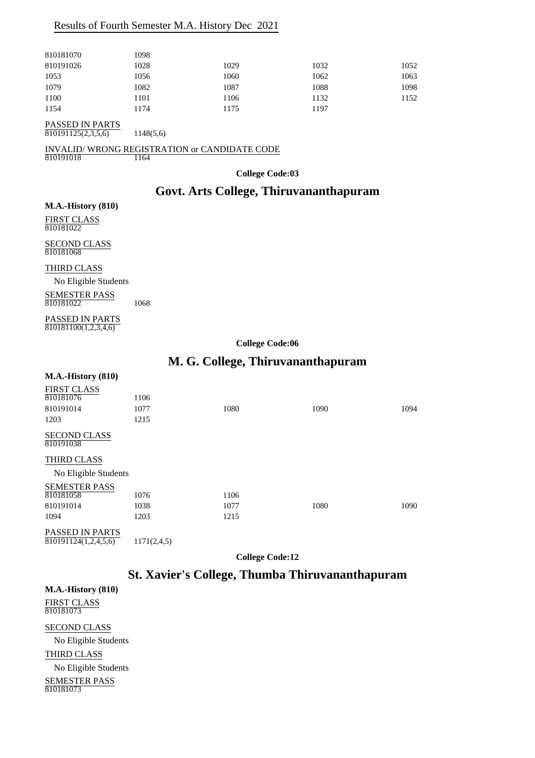Results of Fourth Semester M.A. History Dec 2021

| | | | | |
|---|---|---|---|---|
| 810181070 | 1098 | | | |
| 810191026 | 1028 | 1029 | 1032 | 1052 |
| 1053 | 1056 | 1060 | 1062 | 1063 |
| 1079 | 1082 | 1087 | 1088 | 1098 |
| 1100 | 1101 | 1106 | 1132 | 1152 |
| 1154 | 1174 | 1175 | 1197 | |

PASSED IN PARTS

810191125(2,3,5,6) 1148(5,6)

INVALID/ WRONG REGISTRATION or CANDIDATE CODE

810191018 1164

**College Code:03**

## Govt. Arts College, Thiruvananthapuram

**M.A.-History (810)**

FIRST CLASS

810181022

SECOND CLASS

810181068

THIRD CLASS

No Eligible Students

SEMESTER PASS

810181022 1068

PASSED IN PARTS

810181100(1,2,3,4,6)

**College Code:06**

## M. G. College, Thiruvananthapuram

**M.A.-History (810)**

FIRST CLASS

| | | | | |
|---|---|---|---|---|
| 810181076 | 1106 | | | |
| 810191014 | 1077 | 1080 | 1090 | 1094 |
| 1203 | 1215 | | | |

SECOND CLASS

810191038

THIRD CLASS

No Eligible Students

SEMESTER PASS

| | | | | |
|---|---|---|---|---|
| 810181058 | 1076 | 1106 | | |
| 810191014 | 1038 | 1077 | 1080 | 1090 |
| 1094 | 1203 | 1215 | | |

PASSED IN PARTS

810191124(1,2,4,5,6) 1171(2,4,5)

**College Code:12**

## St. Xavier's College, Thumba Thiruvananthapuram

**M.A.-History (810)**

FIRST CLASS

810181073

SECOND CLASS

No Eligible Students

THIRD CLASS

No Eligible Students

SEMESTER PASS

810181073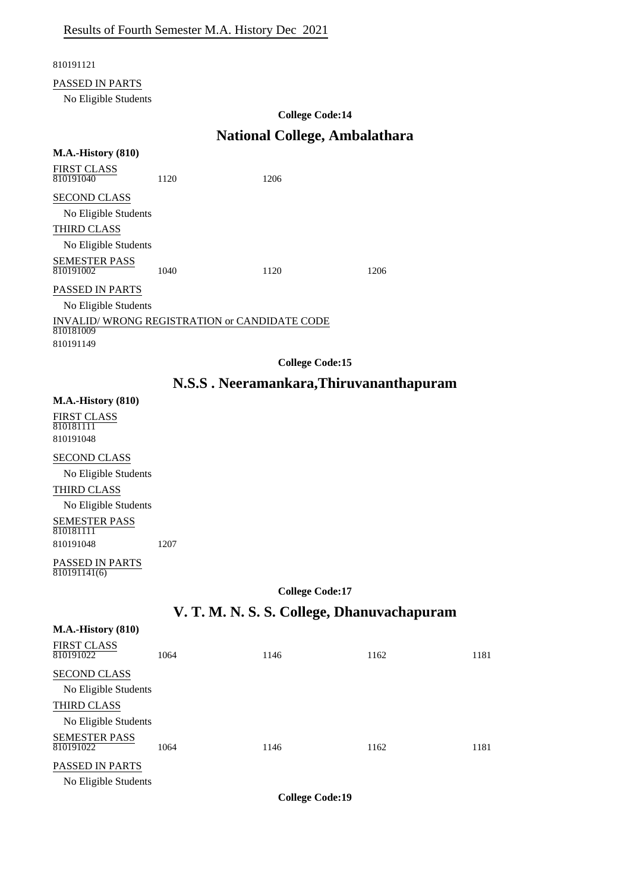Results of Fourth Semester M.A. History Dec 2021

810191121

PASSED IN PARTS

No Eligible Students

**College Code:14**

## National College, Ambalathara

**M.A.-History (810)**

FIRST CLASS

| 810191040 | 1120 | 1206 |
|---|---|---|

SECOND CLASS

No Eligible Students

THIRD CLASS

No Eligible Students

SEMESTER PASS

| 810191002 | 1040 | 1120 | 1206 |
|---|---|---|---|

PASSED IN PARTS

No Eligible Students

INVALID/ WRONG REGISTRATION or CANDIDATE CODE

810181009

810191149

**College Code:15**

## N.S.S . Neeramankara,Thiruvananthapuram

**M.A.-History (810)**

FIRST CLASS

810181111

810191048

SECOND CLASS

No Eligible Students

THIRD CLASS

No Eligible Students

SEMESTER PASS

810181111

| 810191048 | 1207 |
|---|---|

PASSED IN PARTS

810191141(6)

**College Code:17**

## V. T. M. N. S. S. College, Dhanuvachapuram

**M.A.-History (810)**

FIRST CLASS

| 810191022 | 1064 | 1146 | 1162 | 1181 |
|---|---|---|---|---|

SECOND CLASS

No Eligible Students

THIRD CLASS

No Eligible Students

SEMESTER PASS

| 810191022 | 1064 | 1146 | 1162 | 1181 |
|---|---|---|---|---|

PASSED IN PARTS

No Eligible Students

**College Code:19**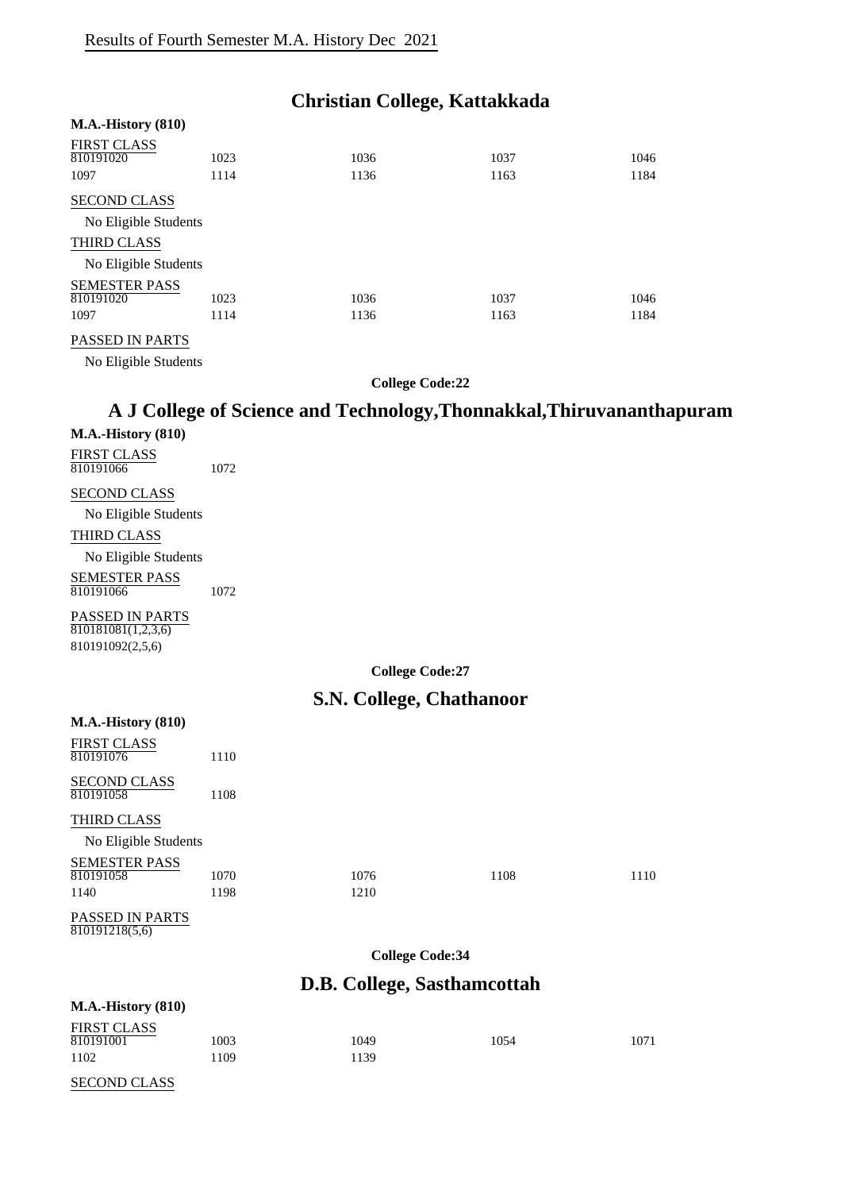Results of Fourth Semester M.A. History Dec 2021

## Christian College, Kattakkada

**M.A.-History (810)**

FIRST CLASS

| | | | | |
|---|---|---|---|---|
| 810191020 | 1023 | 1036 | 1037 | 1046 |
| 1097 | 1114 | 1136 | 1163 | 1184 |

SECOND CLASS

No Eligible Students

THIRD CLASS

No Eligible Students

SEMESTER PASS

| | | | | |
|---|---|---|---|---|
| 810191020 | 1023 | 1036 | 1037 | 1046 |
| 1097 | 1114 | 1136 | 1163 | 1184 |

PASSED IN PARTS

No Eligible Students

**College Code:22**

## A J College of Science and Technology,Thonnakkal,Thiruvananthapuram

**M.A.-History (810)**

FIRST CLASS

810191066 1072

SECOND CLASS

No Eligible Students

THIRD CLASS

No Eligible Students

SEMESTER PASS

810191066 1072

PASSED IN PARTS

810181081(1,2,3,6)

810191092(2,5,6)

**College Code:27**

## S.N. College, Chathanoor

**M.A.-History (810)**

FIRST CLASS

810191076 1110

SECOND CLASS

810191058 1108

THIRD CLASS

No Eligible Students

SEMESTER PASS

| | | | | |
|---|---|---|---|---|
| 810191058 | 1070 | 1076 | 1108 | 1110 |
| 1140 | 1198 | 1210 | | |

PASSED IN PARTS

810191218(5,6)

**College Code:34**

## D.B. College, Sasthamcottah

**M.A.-History (810)**

FIRST CLASS

| | | | | |
|---|---|---|---|---|
| 810191001 | 1003 | 1049 | 1054 | 1071 |
| 1102 | 1109 | 1139 | | |

SECOND CLASS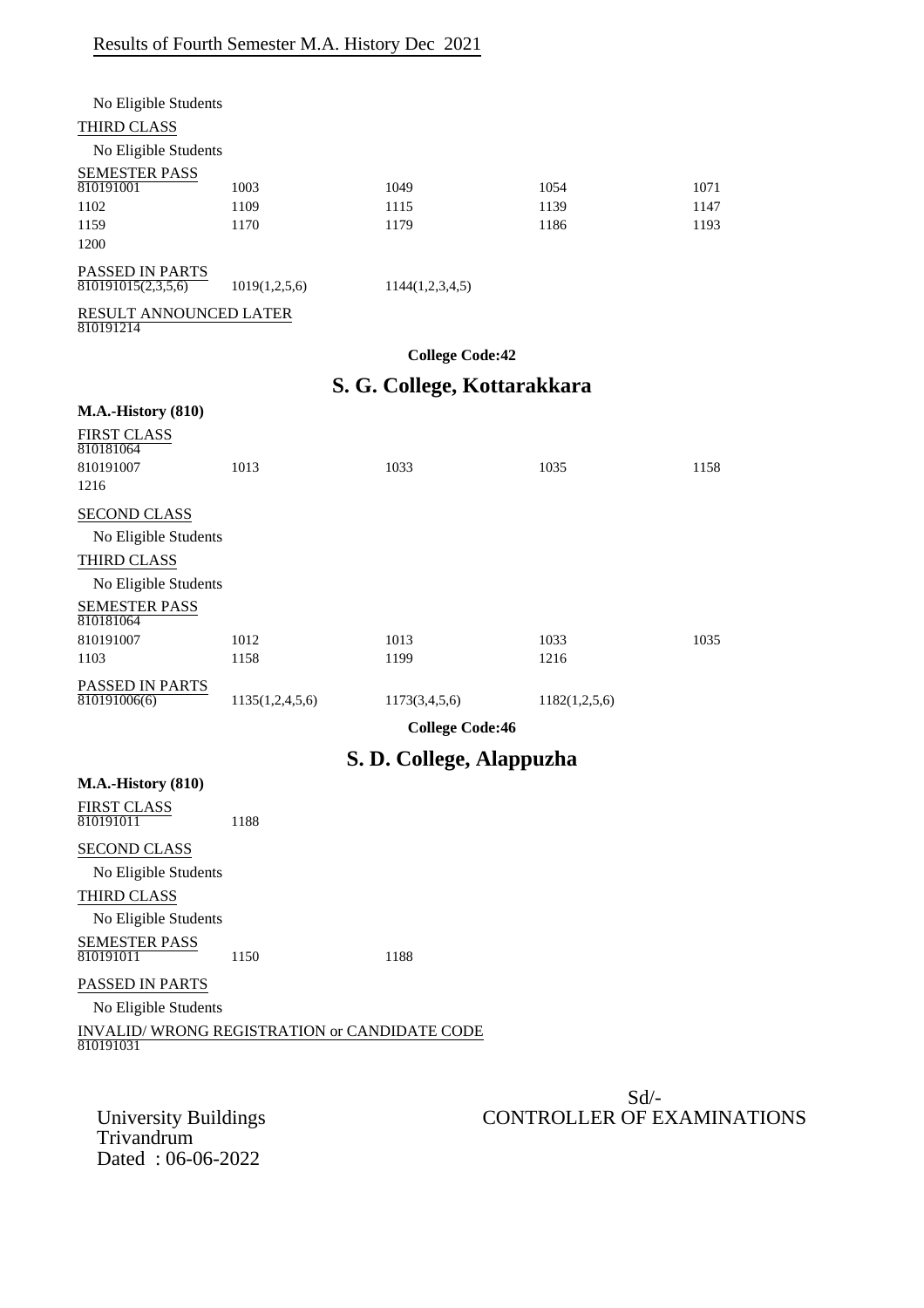Results of Fourth Semester M.A. History Dec 2021

No Eligible Students

THIRD CLASS

No Eligible Students

SEMESTER PASS

| | | | | |
|---|---|---|---|---|
| 810191001 | 1003 | 1049 | 1054 | 1071 |
| 1102 | 1109 | 1115 | 1139 | 1147 |
| 1159 | 1170 | 1179 | 1186 | 1193 |
| 1200 | | | | |

PASSED IN PARTS

| | | |
|---|---|---|
| 810191015(2,3,5,6) | 1019(1,2,5,6) | 1144(1,2,3,4,5) |

RESULT ANNOUNCED LATER

810191214

**College Code:42**

## S. G. College, Kottarakkara

**M.A.-History (810)**

FIRST CLASS

| | | | | |
|---|---|---|---|---|
| 810181064 | | | | |
| 810191007 | 1013 | 1033 | 1035 | 1158 |
| 1216 | | | | |

SECOND CLASS

No Eligible Students

THIRD CLASS

No Eligible Students

SEMESTER PASS

| | | | | |
|---|---|---|---|---|
| 810181064 | | | | |
| 810191007 | 1012 | 1013 | 1033 | 1035 |
| 1103 | 1158 | 1199 | 1216 | |

PASSED IN PARTS

| | | | |
|---|---|---|---|
| 810191006(6) | 1135(1,2,4,5,6) | 1173(3,4,5,6) | 1182(1,2,5,6) |

**College Code:46**

## S. D. College, Alappuzha

**M.A.-History (810)**

FIRST CLASS

| | |
|---|---|
| 810191011 | 1188 |

SECOND CLASS

No Eligible Students

THIRD CLASS

No Eligible Students

SEMESTER PASS

| | | |
|---|---|---|
| 810191011 | 1150 | 1188 |

PASSED IN PARTS

No Eligible Students

INVALID/ WRONG REGISTRATION or CANDIDATE CODE

810191031

University Buildings
Trivandrum
Dated : 06-06-2022

Sd/-
CONTROLLER OF EXAMINATIONS